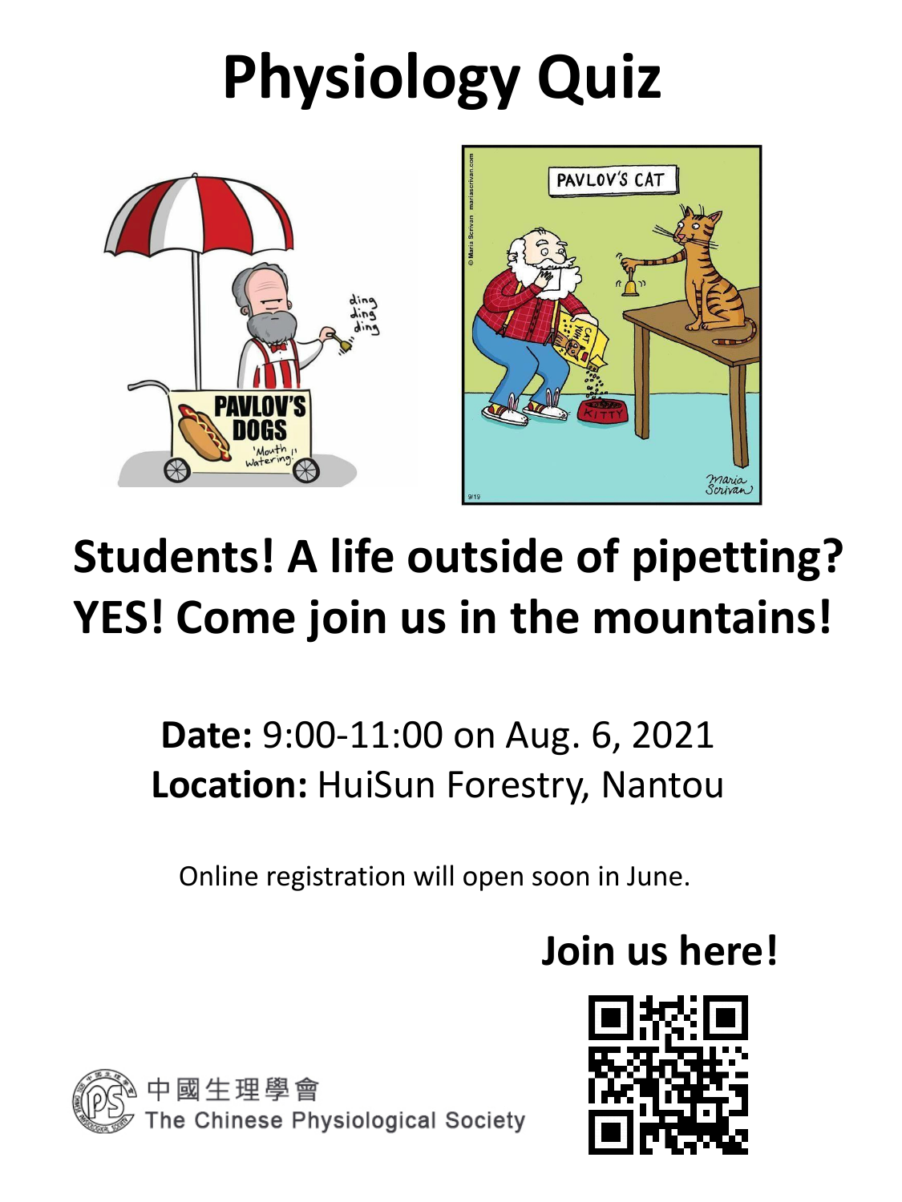# Physiology Quiz

**Students! A life outside of pipetting? YES! Come join us in the mountains!**

**Date:** 9:00-11:00 on Aug. 6, 2021

**Location:** HuiSun Forestry, Nantou

Online registration will open soon in June.

**Join us here!**

中國生理學會

The Chinese Physiological Society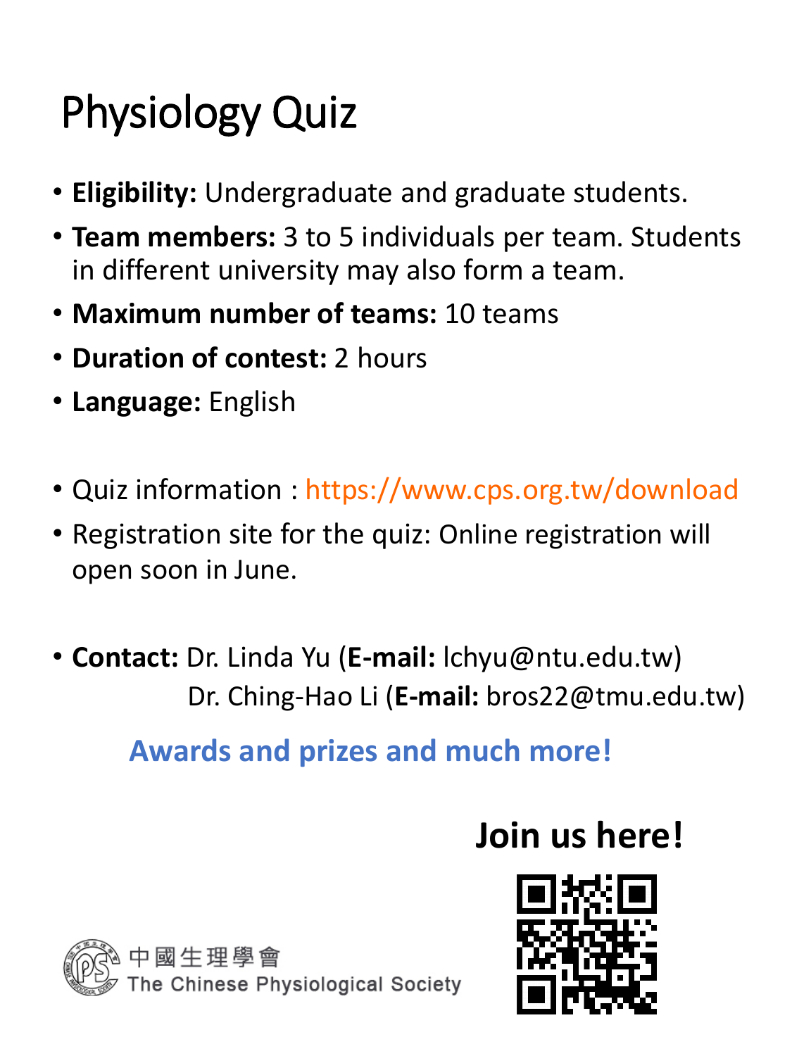# Physiology Quiz

- **Eligibility:** Undergraduate and graduate students.
- **Team members:** 3 to 5 individuals per team. Students in different university may also form a team.
- **Maximum number of teams:** 10 teams
- **Duration of contest:** 2 hours
- **Language:** English

- Quiz information : https://www.cps.org.tw/download
- Registration site for the quiz: Online registration will open soon in June.

- **Contact:** Dr. Linda Yu (**E-mail:** lchyu@ntu.edu.tw)
  Dr. Ching-Hao Li (**E-mail:** bros22@tmu.edu.tw)

**Awards and prizes and much more!**

**Join us here!**

中國生理學會
The Chinese Physiological Society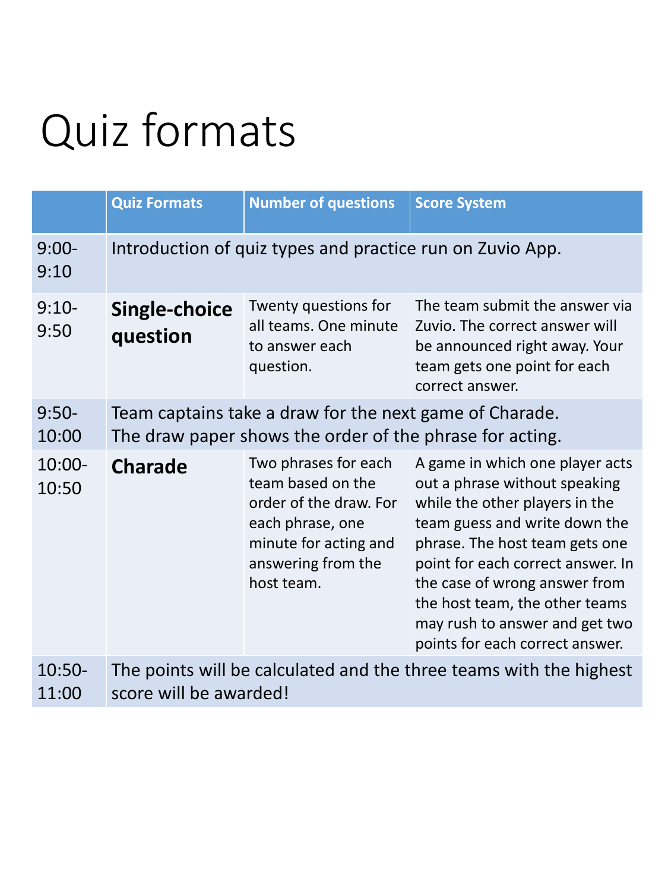# Quiz formats

| | Quiz Formats | Number of questions | Score System |
|---|---|---|---|
| 9:00-9:10 | Introduction of quiz types and practice run on Zuvio App. | | |
| 9:10-9:50 | **Single-choice question** | Twenty questions for all teams. One minute to answer each question. | The team submit the answer via Zuvio. The correct answer will be announced right away. Your team gets one point for each correct answer. |
| 9:50-10:00 | Team captains take a draw for the next game of Charade. The draw paper shows the order of the phrase for acting. | | |
| 10:00-10:50 | **Charade** | Two phrases for each team based on the order of the draw. For each phrase, one minute for acting and answering from the host team. | A game in which one player acts out a phrase without speaking while the other players in the team guess and write down the phrase. The host team gets one point for each correct answer. In the case of wrong answer from the host team, the other teams may rush to answer and get two points for each correct answer. |
| 10:50-11:00 | The points will be calculated and the three teams with the highest score will be awarded! | | |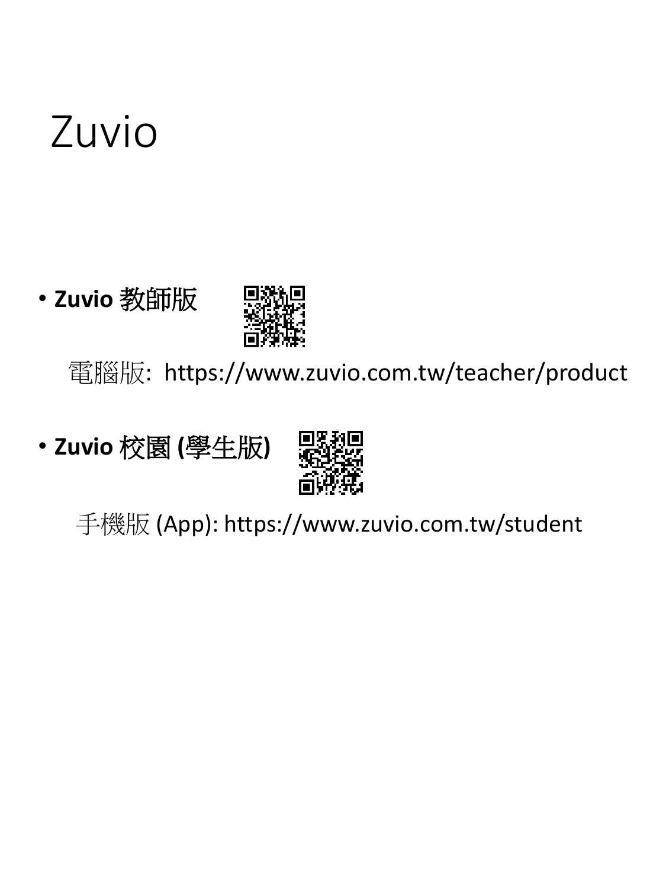# Zuvio

- **Zuvio 教師版**

  電腦版: https://www.zuvio.com.tw/teacher/product

- **Zuvio 校園 (學生版)**

  手機版 (App): https://www.zuvio.com.tw/student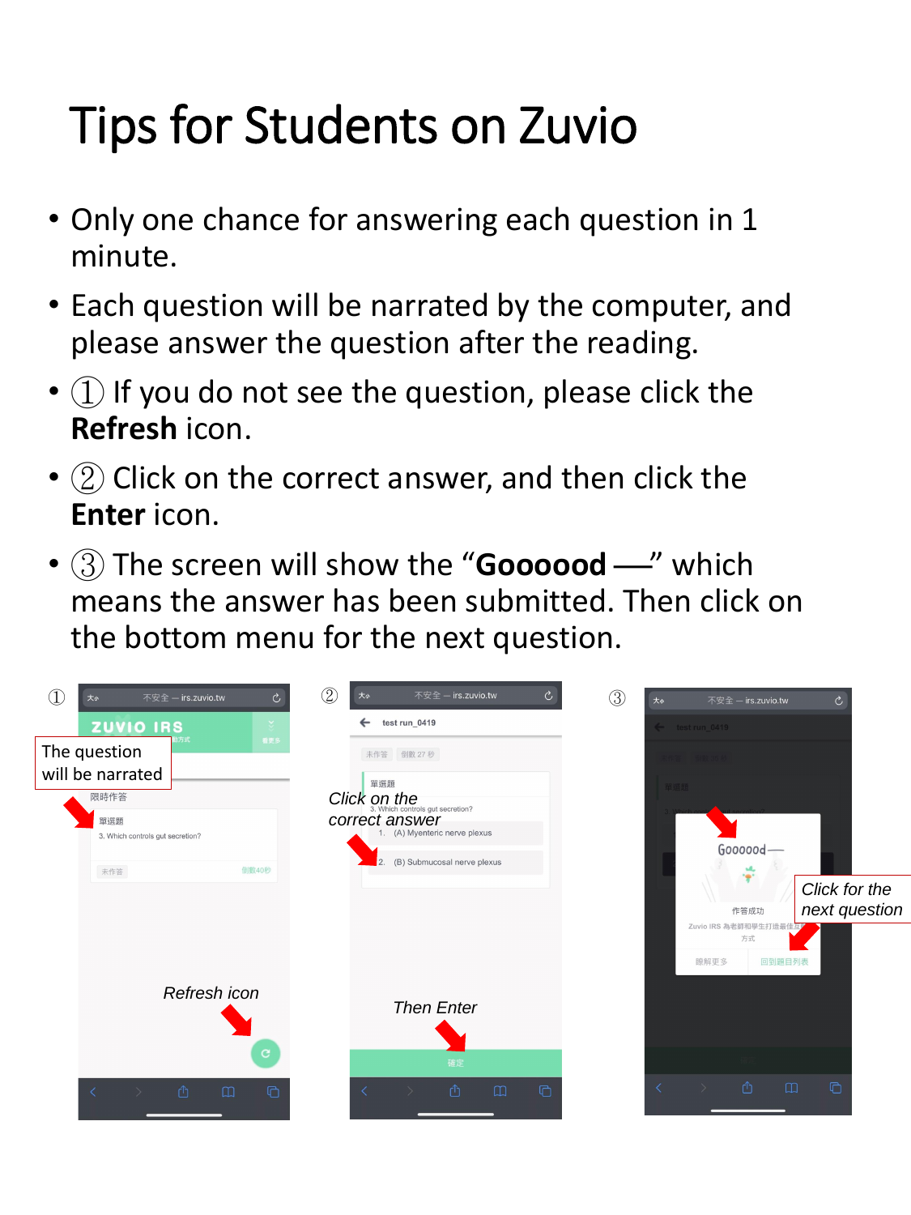# Tips for Students on Zuvio

- Only one chance for answering each question in 1 minute.
- Each question will be narrated by the computer, and please answer the question after the reading.
- ① If you do not see the question, please click the **Refresh** icon.
- ② Click on the correct answer, and then click the **Enter** icon.
- ③ The screen will show the "**Goooood** —" which means the answer has been submitted. Then click on the bottom menu for the next question.

①

The question will be narrated

*Refresh icon*

②

*Click on the correct answer*

*Then Enter*

③

*Click for the next question*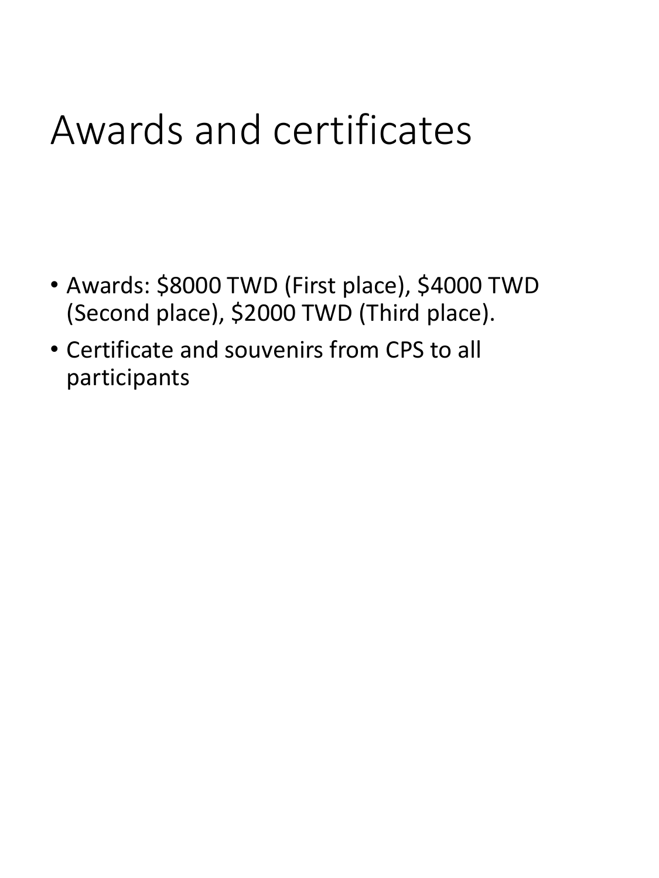# Awards and certificates

- Awards: $8000 TWD (First place), $4000 TWD (Second place), $2000 TWD (Third place).
- Certificate and souvenirs from CPS to all participants